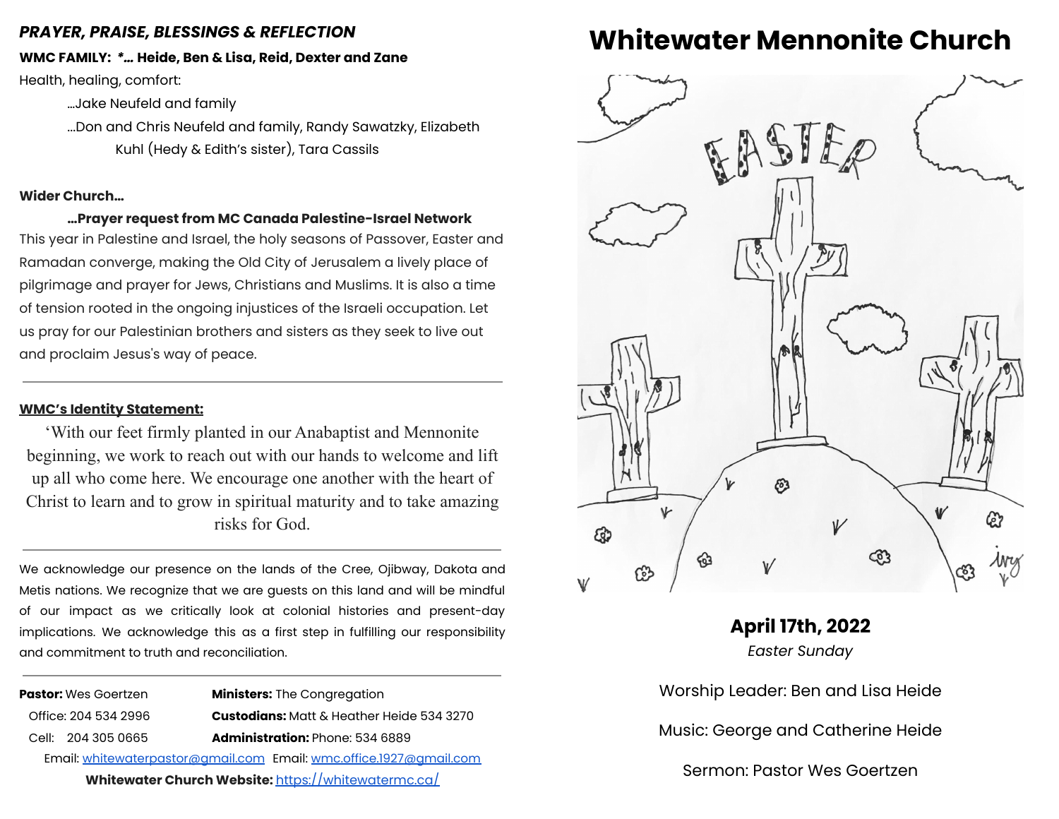### *PRAYER, PRAISE, BLESSINGS & REFLECTION*

**WMC FAMILY: *… Heide, Ben & Lisa, Reid, Dexter and Zane**

Health, healing, comfort:

…Jake Neufeld and family

…Don and Chris Neufeld and family, Randy Sawatzky, Elizabeth Kuhl (Hedy & Edith's sister), Tara Cassils

**Wider Church…**

**…Prayer request from MC Canada Palestine-Israel Network**

This year in Palestine and Israel, the holy seasons of Passover, Easter and Ramadan converge, making the Old City of Jerusalem a lively place of pilgrimage and prayer for Jews, Christians and Muslims. It is also a time of tension rooted in the ongoing injustices of the Israeli occupation. Let us pray for our Palestinian brothers and sisters as they seek to live out and proclaim Jesus's way of peace.

---

**WMC's Identity Statement:**

'With our feet firmly planted in our Anabaptist and Mennonite beginning, we work to reach out with our hands to welcome and lift up all who come here. We encourage one another with the heart of Christ to learn and to grow in spiritual maturity and to take amazing risks for God.

---

We acknowledge our presence on the lands of the Cree, Ojibway, Dakota and Metis nations. We recognize that we are guests on this land and will be mindful of our impact as we critically look at colonial histories and present-day implications. We acknowledge this as a first step in fulfilling our responsibility and commitment to truth and reconciliation.

---

**Pastor:** Wes Goertzen
Office: 204 534 2996
Cell: 204 305 0665

**Ministers:** The Congregation
**Custodians:** Matt & Heather Heide 534 3270
**Administration:** Phone: 534 6889

Email: whitewaterpastor@gmail.com Email: wmc.office.1927@gmail.com

**Whitewater Church Website:** https://whitewatermc.ca/

# Whitewater Mennonite Church

**April 17th, 2022**

*Easter Sunday*

Worship Leader: Ben and Lisa Heide

Music: George and Catherine Heide

Sermon: Pastor Wes Goertzen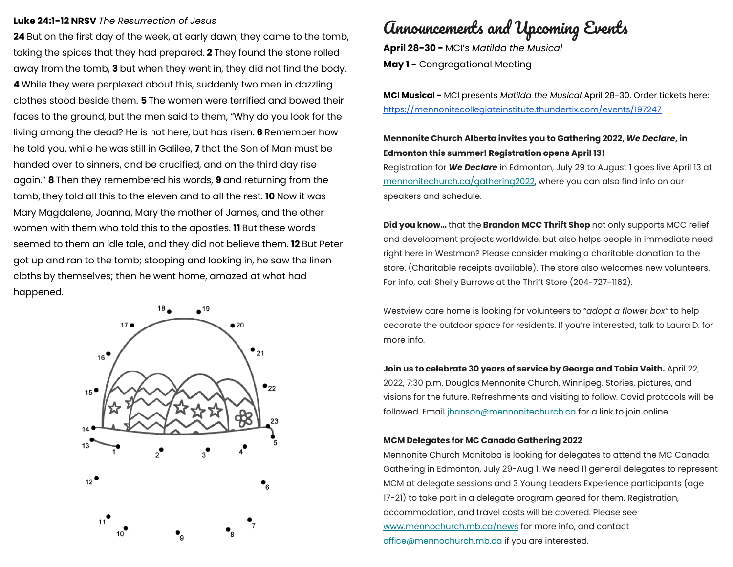**Luke 24:1-12 NRSV** *The Resurrection of Jesus*

**24** But on the first day of the week, at early dawn, they came to the tomb, taking the spices that they had prepared. **2** They found the stone rolled away from the tomb, **3** but when they went in, they did not find the body. **4** While they were perplexed about this, suddenly two men in dazzling clothes stood beside them. **5** The women were terrified and bowed their faces to the ground, but the men said to them, "Why do you look for the living among the dead? He is not here, but has risen. **6** Remember how he told you, while he was still in Galilee, **7** that the Son of Man must be handed over to sinners, and be crucified, and on the third day rise again." **8** Then they remembered his words, **9** and returning from the tomb, they told all this to the eleven and to all the rest. **10** Now it was Mary Magdalene, Joanna, Mary the mother of James, and the other women with them who told this to the apostles. **11** But these words seemed to them an idle tale, and they did not believe them. **12** But Peter got up and ran to the tomb; stooping and looking in, he saw the linen cloths by themselves; then he went home, amazed at what had happened.

18 19 17 20 16 21 15 22 14 23 13 1 2 3 4 5 12 6 11 7 10 9 8

# Announcements and Upcoming Events

**April 28-30 -** MCI's *Matilda the Musical*

**May 1 -** Congregational Meeting

**MCI Musical -** MCI presents *Matilda the Musical* April 28-30. Order tickets here: https://mennonitecollegiateinstitute.thundertix.com/events/197247

**Mennonite Church Alberta invites you to Gathering 2022, *We Declare*, in Edmonton this summer! Registration opens April 13!**

Registration for ***We Declare*** in Edmonton, July 29 to August 1 goes live April 13 at mennonitechurch.ca/gathering2022, where you can also find info on our speakers and schedule.

**Did you know…** that the **Brandon MCC Thrift Shop** not only supports MCC relief and development projects worldwide, but also helps people in immediate need right here in Westman? Please consider making a charitable donation to the store. (Charitable receipts available). The store also welcomes new volunteers. For info, call Shelly Burrows at the Thrift Store (204-727-1162).

Westview care home is looking for volunteers to *"adopt a flower box"* to help decorate the outdoor space for residents. If you're interested, talk to Laura D. for more info.

**Join us to celebrate 30 years of service by George and Tobia Veith.** April 22, 2022, 7:30 p.m. Douglas Mennonite Church, Winnipeg. Stories, pictures, and visions for the future. Refreshments and visiting to follow. Covid protocols will be followed. Email jhanson@mennonitechurch.ca for a link to join online.

**MCM Delegates for MC Canada Gathering 2022**

Mennonite Church Manitoba is looking for delegates to attend the MC Canada Gathering in Edmonton, July 29-Aug 1. We need 11 general delegates to represent MCM at delegate sessions and 3 Young Leaders Experience participants (age 17-21) to take part in a delegate program geared for them. Registration, accommodation, and travel costs will be covered. Please see www.mennochurch.mb.ca/news for more info, and contact office@mennochurch.mb.ca if you are interested.